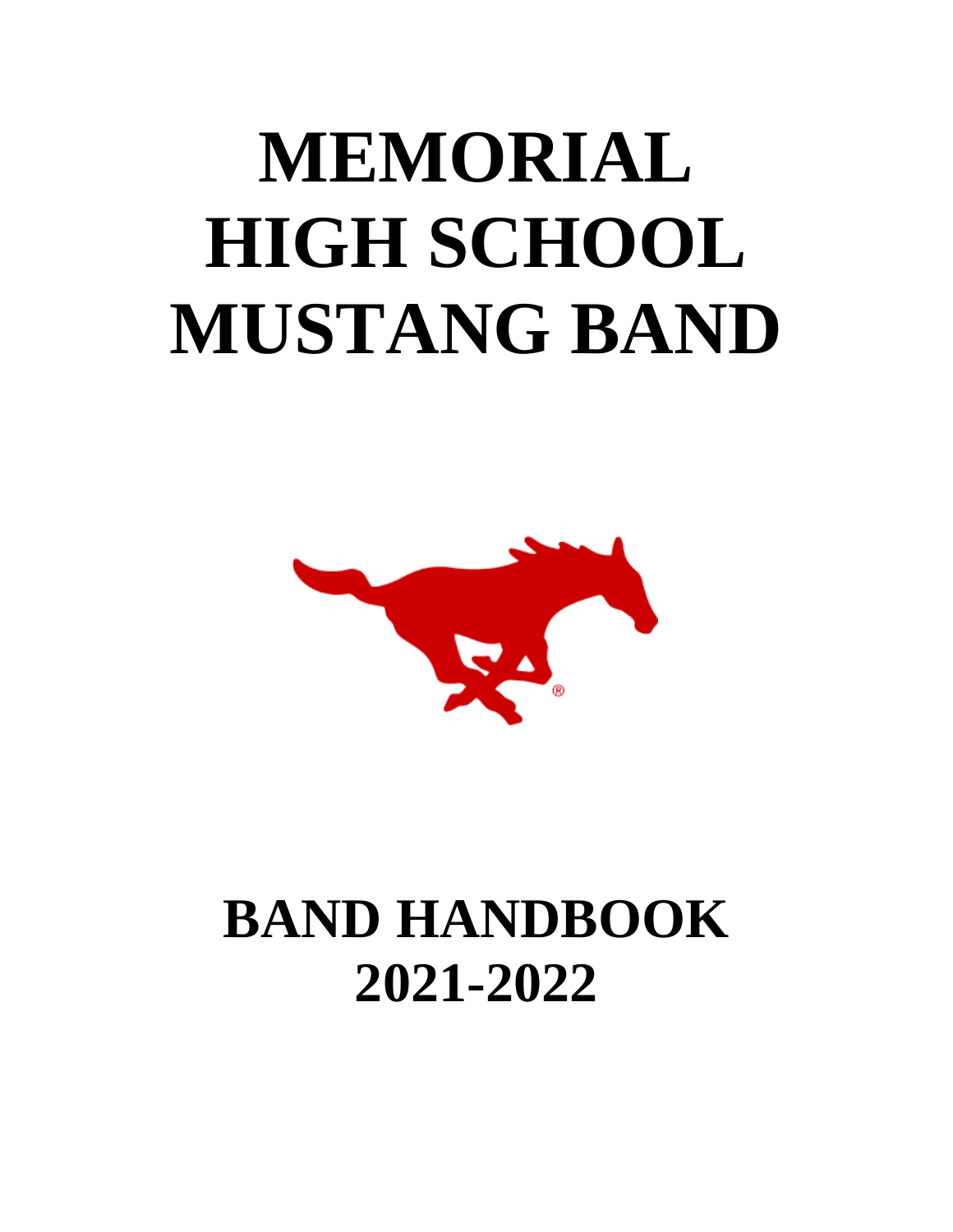# MEMORIAL HIGH SCHOOL MUSTANG BAND

# BAND HANDBOOK 2021-2022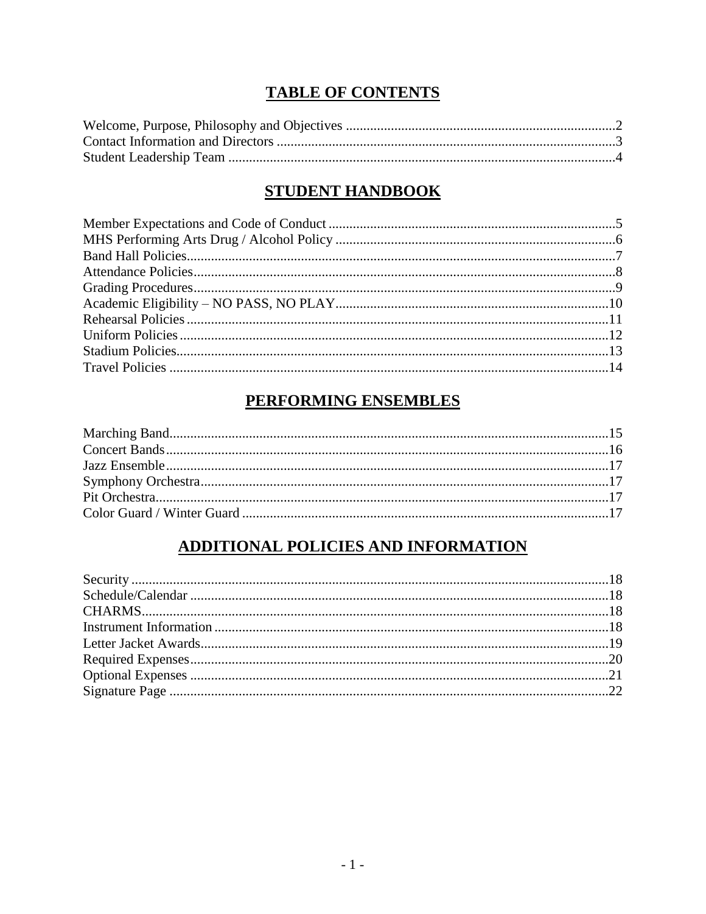# TABLE OF CONTENTS

Welcome, Purpose, Philosophy and Objectives ....................................................2
Contact Information and Directors ....................................................3
Student Leadership Team ....................................................4

## STUDENT HANDBOOK

Member Expectations and Code of Conduct ....................................................5
MHS Performing Arts Drug / Alcohol Policy ....................................................6
Band Hall Policies....................................................7
Attendance Policies....................................................8
Grading Procedures....................................................9
Academic Eligibility – NO PASS, NO PLAY....................................................10
Rehearsal Policies ....................................................11
Uniform Policies ....................................................12
Stadium Policies....................................................13
Travel Policies ....................................................14

## PERFORMING ENSEMBLES

Marching Band....................................................15
Concert Bands....................................................16
Jazz Ensemble....................................................17
Symphony Orchestra....................................................17
Pit Orchestra....................................................17
Color Guard / Winter Guard ....................................................17

## ADDITIONAL POLICIES AND INFORMATION

Security ....................................................18
Schedule/Calendar ....................................................18
CHARMS....................................................18
Instrument Information ....................................................18
Letter Jacket Awards....................................................19
Required Expenses....................................................20
Optional Expenses ....................................................21
Signature Page ....................................................22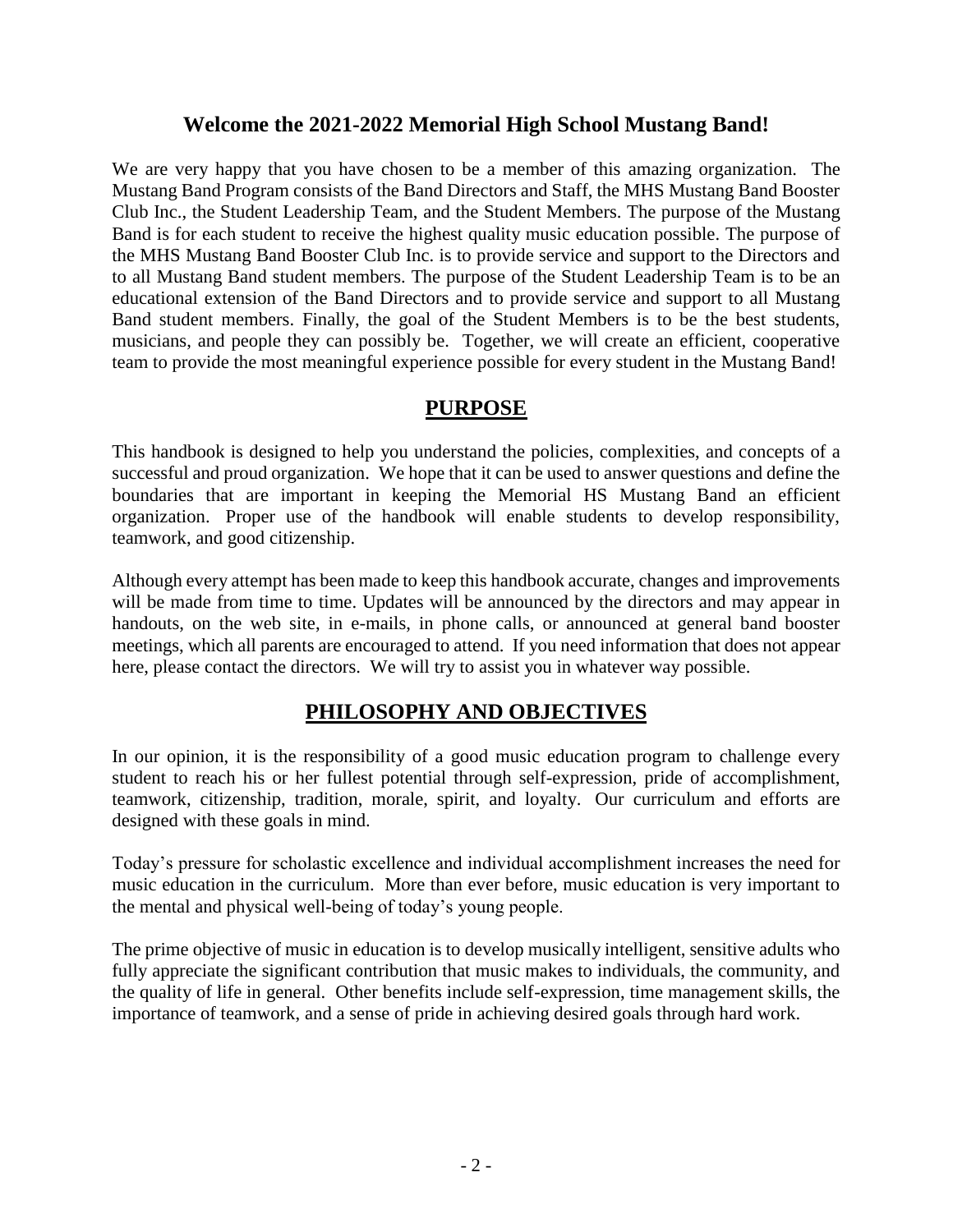## Welcome the 2021-2022 Memorial High School Mustang Band!

We are very happy that you have chosen to be a member of this amazing organization. The Mustang Band Program consists of the Band Directors and Staff, the MHS Mustang Band Booster Club Inc., the Student Leadership Team, and the Student Members. The purpose of the Mustang Band is for each student to receive the highest quality music education possible. The purpose of the MHS Mustang Band Booster Club Inc. is to provide service and support to the Directors and to all Mustang Band student members. The purpose of the Student Leadership Team is to be an educational extension of the Band Directors and to provide service and support to all Mustang Band student members. Finally, the goal of the Student Members is to be the best students, musicians, and people they can possibly be. Together, we will create an efficient, cooperative team to provide the most meaningful experience possible for every student in the Mustang Band!

## PURPOSE

This handbook is designed to help you understand the policies, complexities, and concepts of a successful and proud organization. We hope that it can be used to answer questions and define the boundaries that are important in keeping the Memorial HS Mustang Band an efficient organization. Proper use of the handbook will enable students to develop responsibility, teamwork, and good citizenship.

Although every attempt has been made to keep this handbook accurate, changes and improvements will be made from time to time. Updates will be announced by the directors and may appear in handouts, on the web site, in e-mails, in phone calls, or announced at general band booster meetings, which all parents are encouraged to attend. If you need information that does not appear here, please contact the directors. We will try to assist you in whatever way possible.

## PHILOSOPHY AND OBJECTIVES

In our opinion, it is the responsibility of a good music education program to challenge every student to reach his or her fullest potential through self-expression, pride of accomplishment, teamwork, citizenship, tradition, morale, spirit, and loyalty. Our curriculum and efforts are designed with these goals in mind.

Today's pressure for scholastic excellence and individual accomplishment increases the need for music education in the curriculum. More than ever before, music education is very important to the mental and physical well-being of today's young people.

The prime objective of music in education is to develop musically intelligent, sensitive adults who fully appreciate the significant contribution that music makes to individuals, the community, and the quality of life in general. Other benefits include self-expression, time management skills, the importance of teamwork, and a sense of pride in achieving desired goals through hard work.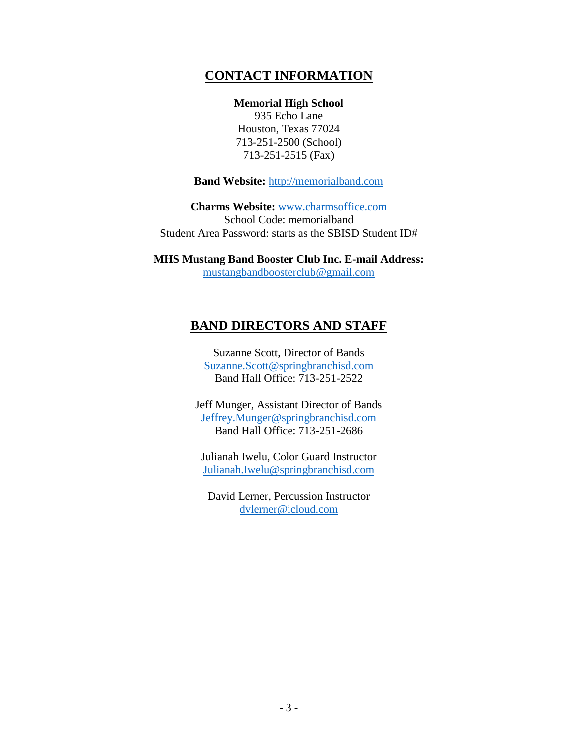## CONTACT INFORMATION

**Memorial High School**
935 Echo Lane
Houston, Texas 77024
713-251-2500 (School)
713-251-2515 (Fax)

**Band Website:** http://memorialband.com

**Charms Website:** www.charmsoffice.com
School Code: memorialband
Student Area Password: starts as the SBISD Student ID#

**MHS Mustang Band Booster Club Inc. E-mail Address:**
mustangbandboosterclub@gmail.com

## BAND DIRECTORS AND STAFF

Suzanne Scott, Director of Bands
Suzanne.Scott@springbranchisd.com
Band Hall Office: 713-251-2522

Jeff Munger, Assistant Director of Bands
Jeffrey.Munger@springbranchisd.com
Band Hall Office: 713-251-2686

Julianah Iwelu, Color Guard Instructor
Julianah.Iwelu@springbranchisd.com

David Lerner, Percussion Instructor
dvlerner@icloud.com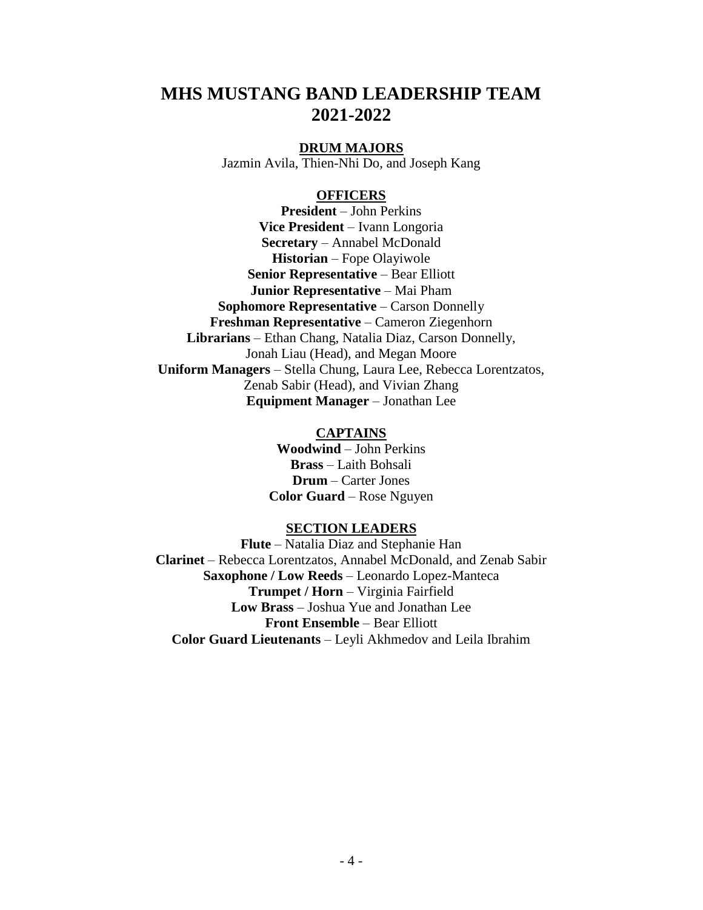# MHS MUSTANG BAND LEADERSHIP TEAM 2021-2022

## DRUM MAJORS

Jazmin Avila, Thien-Nhi Do, and Joseph Kang

## OFFICERS

**President** – John Perkins
**Vice President** – Ivann Longoria
**Secretary** – Annabel McDonald
**Historian** – Fope Olayiwole
**Senior Representative** – Bear Elliott
**Junior Representative** – Mai Pham
**Sophomore Representative** – Carson Donnelly
**Freshman Representative** – Cameron Ziegenhorn
**Librarians** – Ethan Chang, Natalia Diaz, Carson Donnelly, Jonah Liau (Head), and Megan Moore
**Uniform Managers** – Stella Chung, Laura Lee, Rebecca Lorentzatos, Zenab Sabir (Head), and Vivian Zhang
**Equipment Manager** – Jonathan Lee

## CAPTAINS

**Woodwind** – John Perkins
**Brass** – Laith Bohsali
**Drum** – Carter Jones
**Color Guard** – Rose Nguyen

## SECTION LEADERS

**Flute** – Natalia Diaz and Stephanie Han
**Clarinet** – Rebecca Lorentzatos, Annabel McDonald, and Zenab Sabir
**Saxophone / Low Reeds** – Leonardo Lopez-Manteca
**Trumpet / Horn** – Virginia Fairfield
**Low Brass** – Joshua Yue and Jonathan Lee
**Front Ensemble** – Bear Elliott
**Color Guard Lieutenants** – Leyli Akhmedov and Leila Ibrahim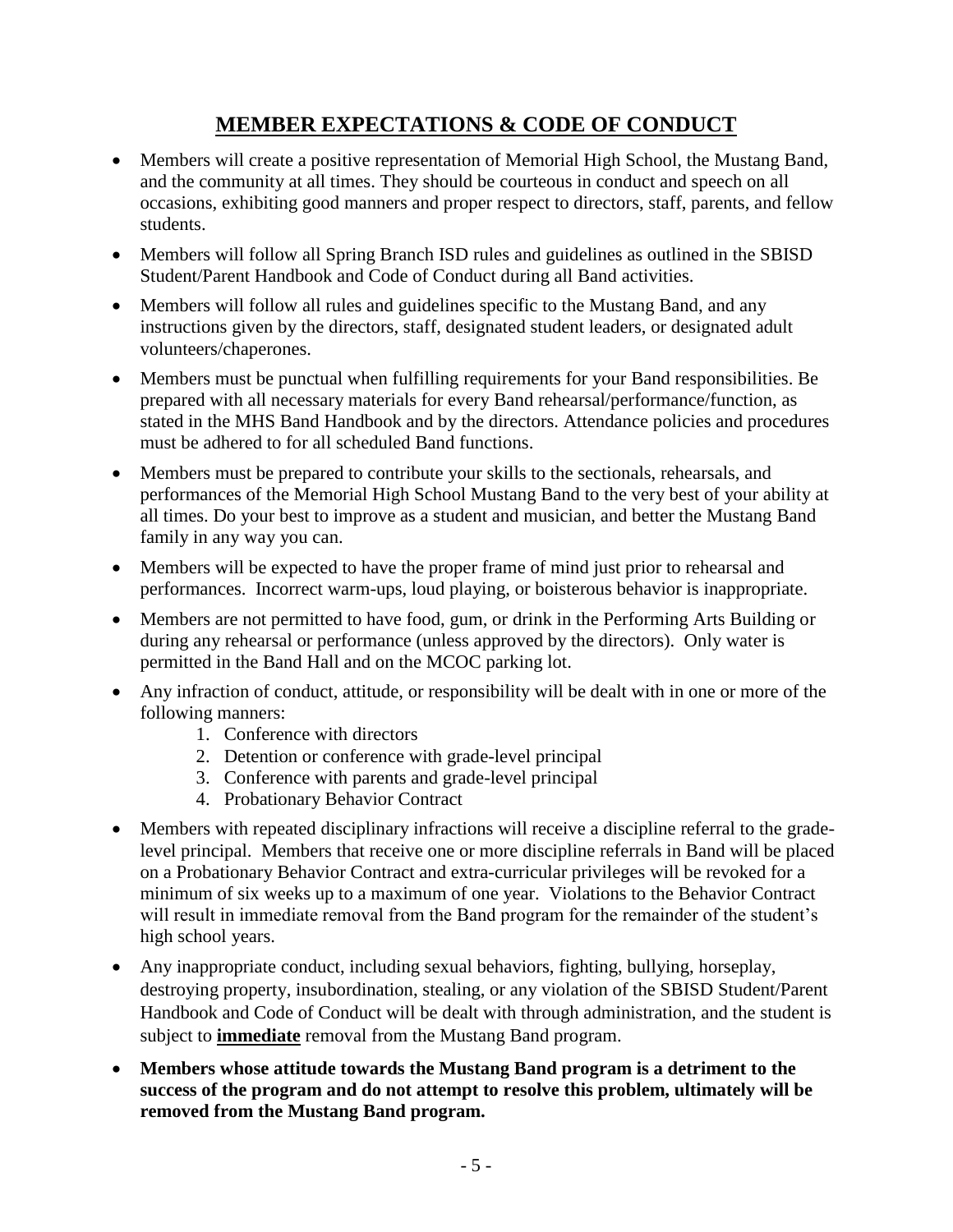# MEMBER EXPECTATIONS & CODE OF CONDUCT

- Members will create a positive representation of Memorial High School, the Mustang Band, and the community at all times. They should be courteous in conduct and speech on all occasions, exhibiting good manners and proper respect to directors, staff, parents, and fellow students.
- Members will follow all Spring Branch ISD rules and guidelines as outlined in the SBISD Student/Parent Handbook and Code of Conduct during all Band activities.
- Members will follow all rules and guidelines specific to the Mustang Band, and any instructions given by the directors, staff, designated student leaders, or designated adult volunteers/chaperones.
- Members must be punctual when fulfilling requirements for your Band responsibilities. Be prepared with all necessary materials for every Band rehearsal/performance/function, as stated in the MHS Band Handbook and by the directors. Attendance policies and procedures must be adhered to for all scheduled Band functions.
- Members must be prepared to contribute your skills to the sectionals, rehearsals, and performances of the Memorial High School Mustang Band to the very best of your ability at all times. Do your best to improve as a student and musician, and better the Mustang Band family in any way you can.
- Members will be expected to have the proper frame of mind just prior to rehearsal and performances. Incorrect warm-ups, loud playing, or boisterous behavior is inappropriate.
- Members are not permitted to have food, gum, or drink in the Performing Arts Building or during any rehearsal or performance (unless approved by the directors). Only water is permitted in the Band Hall and on the MCOC parking lot.
- Any infraction of conduct, attitude, or responsibility will be dealt with in one or more of the following manners:
  1. Conference with directors
  2. Detention or conference with grade-level principal
  3. Conference with parents and grade-level principal
  4. Probationary Behavior Contract
- Members with repeated disciplinary infractions will receive a discipline referral to the grade-level principal. Members that receive one or more discipline referrals in Band will be placed on a Probationary Behavior Contract and extra-curricular privileges will be revoked for a minimum of six weeks up to a maximum of one year. Violations to the Behavior Contract will result in immediate removal from the Band program for the remainder of the student's high school years.
- Any inappropriate conduct, including sexual behaviors, fighting, bullying, horseplay, destroying property, insubordination, stealing, or any violation of the SBISD Student/Parent Handbook and Code of Conduct will be dealt with through administration, and the student is subject to **immediate** removal from the Mustang Band program.
- **Members whose attitude towards the Mustang Band program is a detriment to the success of the program and do not attempt to resolve this problem, ultimately will be removed from the Mustang Band program.**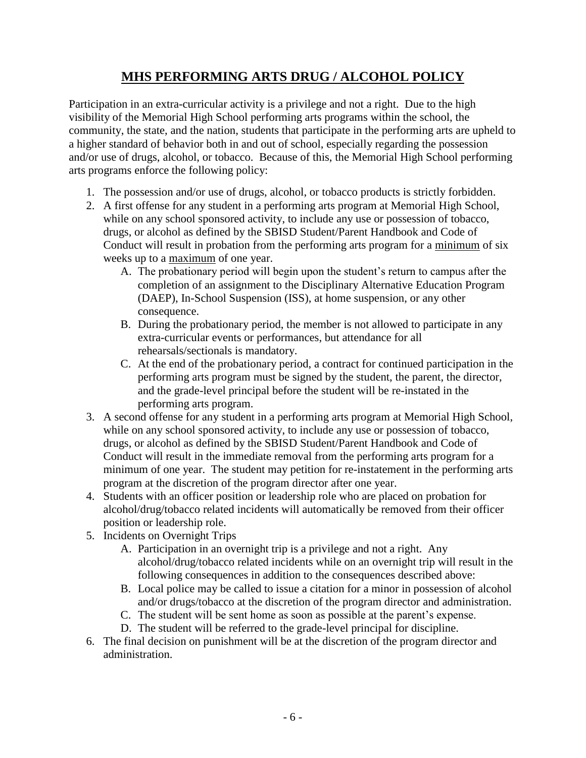# MHS PERFORMING ARTS DRUG / ALCOHOL POLICY

Participation in an extra-curricular activity is a privilege and not a right. Due to the high visibility of the Memorial High School performing arts programs within the school, the community, the state, and the nation, students that participate in the performing arts are upheld to a higher standard of behavior both in and out of school, especially regarding the possession and/or use of drugs, alcohol, or tobacco. Because of this, the Memorial High School performing arts programs enforce the following policy:

1. The possession and/or use of drugs, alcohol, or tobacco products is strictly forbidden.
2. A first offense for any student in a performing arts program at Memorial High School, while on any school sponsored activity, to include any use or possession of tobacco, drugs, or alcohol as defined by the SBISD Student/Parent Handbook and Code of Conduct will result in probation from the performing arts program for a <u>minimum</u> of six weeks up to a <u>maximum</u> of one year.
   A. The probationary period will begin upon the student's return to campus after the completion of an assignment to the Disciplinary Alternative Education Program (DAEP), In-School Suspension (ISS), at home suspension, or any other consequence.
   B. During the probationary period, the member is not allowed to participate in any extra-curricular events or performances, but attendance for all rehearsals/sectionals is mandatory.
   C. At the end of the probationary period, a contract for continued participation in the performing arts program must be signed by the student, the parent, the director, and the grade-level principal before the student will be re-instated in the performing arts program.
3. A second offense for any student in a performing arts program at Memorial High School, while on any school sponsored activity, to include any use or possession of tobacco, drugs, or alcohol as defined by the SBISD Student/Parent Handbook and Code of Conduct will result in the immediate removal from the performing arts program for a minimum of one year. The student may petition for re-instatement in the performing arts program at the discretion of the program director after one year.
4. Students with an officer position or leadership role who are placed on probation for alcohol/drug/tobacco related incidents will automatically be removed from their officer position or leadership role.
5. Incidents on Overnight Trips
   A. Participation in an overnight trip is a privilege and not a right. Any alcohol/drug/tobacco related incidents while on an overnight trip will result in the following consequences in addition to the consequences described above:
   B. Local police may be called to issue a citation for a minor in possession of alcohol and/or drugs/tobacco at the discretion of the program director and administration.
   C. The student will be sent home as soon as possible at the parent's expense.
   D. The student will be referred to the grade-level principal for discipline.
6. The final decision on punishment will be at the discretion of the program director and administration.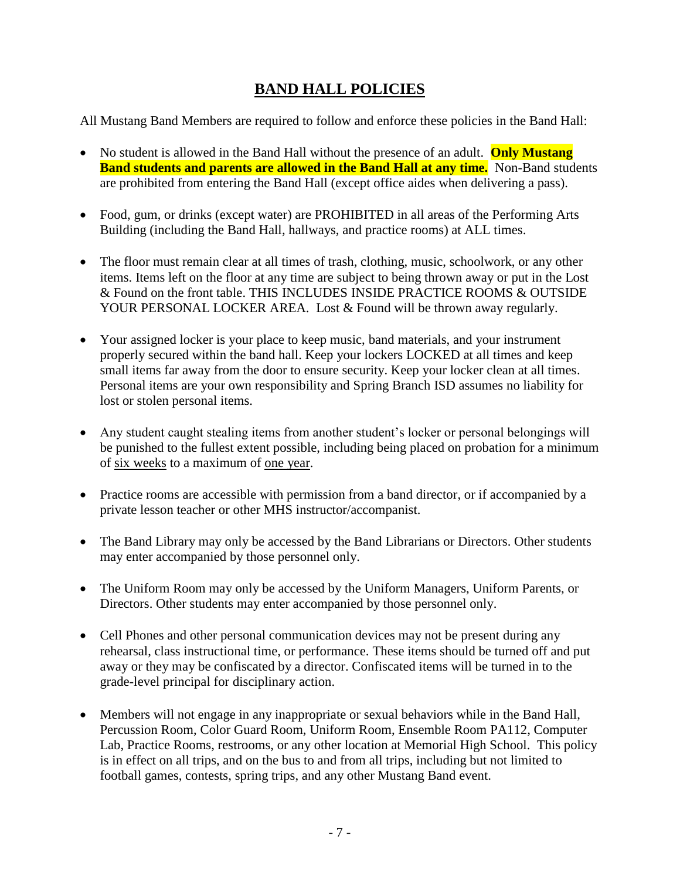## BAND HALL POLICIES

All Mustang Band Members are required to follow and enforce these policies in the Band Hall:

- No student is allowed in the Band Hall without the presence of an adult. **Only Mustang Band students and parents are allowed in the Band Hall at any time.** Non-Band students are prohibited from entering the Band Hall (except office aides when delivering a pass).
- Food, gum, or drinks (except water) are PROHIBITED in all areas of the Performing Arts Building (including the Band Hall, hallways, and practice rooms) at ALL times.
- The floor must remain clear at all times of trash, clothing, music, schoolwork, or any other items. Items left on the floor at any time are subject to being thrown away or put in the Lost & Found on the front table. THIS INCLUDES INSIDE PRACTICE ROOMS & OUTSIDE YOUR PERSONAL LOCKER AREA. Lost & Found will be thrown away regularly.
- Your assigned locker is your place to keep music, band materials, and your instrument properly secured within the band hall. Keep your lockers LOCKED at all times and keep small items far away from the door to ensure security. Keep your locker clean at all times. Personal items are your own responsibility and Spring Branch ISD assumes no liability for lost or stolen personal items.
- Any student caught stealing items from another student's locker or personal belongings will be punished to the fullest extent possible, including being placed on probation for a minimum of <u>six weeks</u> to a maximum of <u>one year</u>.
- Practice rooms are accessible with permission from a band director, or if accompanied by a private lesson teacher or other MHS instructor/accompanist.
- The Band Library may only be accessed by the Band Librarians or Directors. Other students may enter accompanied by those personnel only.
- The Uniform Room may only be accessed by the Uniform Managers, Uniform Parents, or Directors. Other students may enter accompanied by those personnel only.
- Cell Phones and other personal communication devices may not be present during any rehearsal, class instructional time, or performance. These items should be turned off and put away or they may be confiscated by a director. Confiscated items will be turned in to the grade-level principal for disciplinary action.
- Members will not engage in any inappropriate or sexual behaviors while in the Band Hall, Percussion Room, Color Guard Room, Uniform Room, Ensemble Room PA112, Computer Lab, Practice Rooms, restrooms, or any other location at Memorial High School. This policy is in effect on all trips, and on the bus to and from all trips, including but not limited to football games, contests, spring trips, and any other Mustang Band event.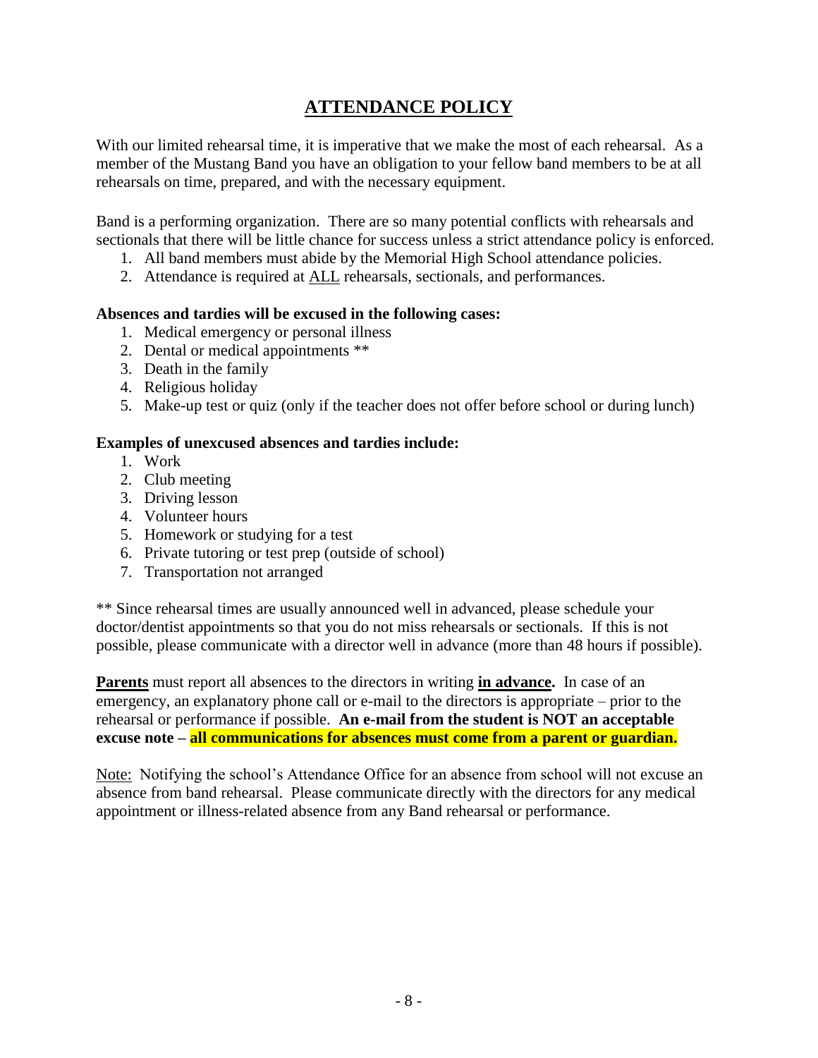# ATTENDANCE POLICY

With our limited rehearsal time, it is imperative that we make the most of each rehearsal. As a member of the Mustang Band you have an obligation to your fellow band members to be at all rehearsals on time, prepared, and with the necessary equipment.

Band is a performing organization. There are so many potential conflicts with rehearsals and sectionals that there will be little chance for success unless a strict attendance policy is enforced.

1. All band members must abide by the Memorial High School attendance policies.
2. Attendance is required at ALL rehearsals, sectionals, and performances.

**Absences and tardies will be excused in the following cases:**

1. Medical emergency or personal illness
2. Dental or medical appointments **
3. Death in the family
4. Religious holiday
5. Make-up test or quiz (only if the teacher does not offer before school or during lunch)

**Examples of unexcused absences and tardies include:**

1. Work
2. Club meeting
3. Driving lesson
4. Volunteer hours
5. Homework or studying for a test
6. Private tutoring or test prep (outside of school)
7. Transportation not arranged

** Since rehearsal times are usually announced well in advanced, please schedule your doctor/dentist appointments so that you do not miss rehearsals or sectionals. If this is not possible, please communicate with a director well in advance (more than 48 hours if possible).

**Parents** must report all absences to the directors in writing **in advance.** In case of an emergency, an explanatory phone call or e-mail to the directors is appropriate – prior to the rehearsal or performance if possible. **An e-mail from the student is NOT an acceptable excuse note – all communications for absences must come from a parent or guardian.**

Note: Notifying the school's Attendance Office for an absence from school will not excuse an absence from band rehearsal. Please communicate directly with the directors for any medical appointment or illness-related absence from any Band rehearsal or performance.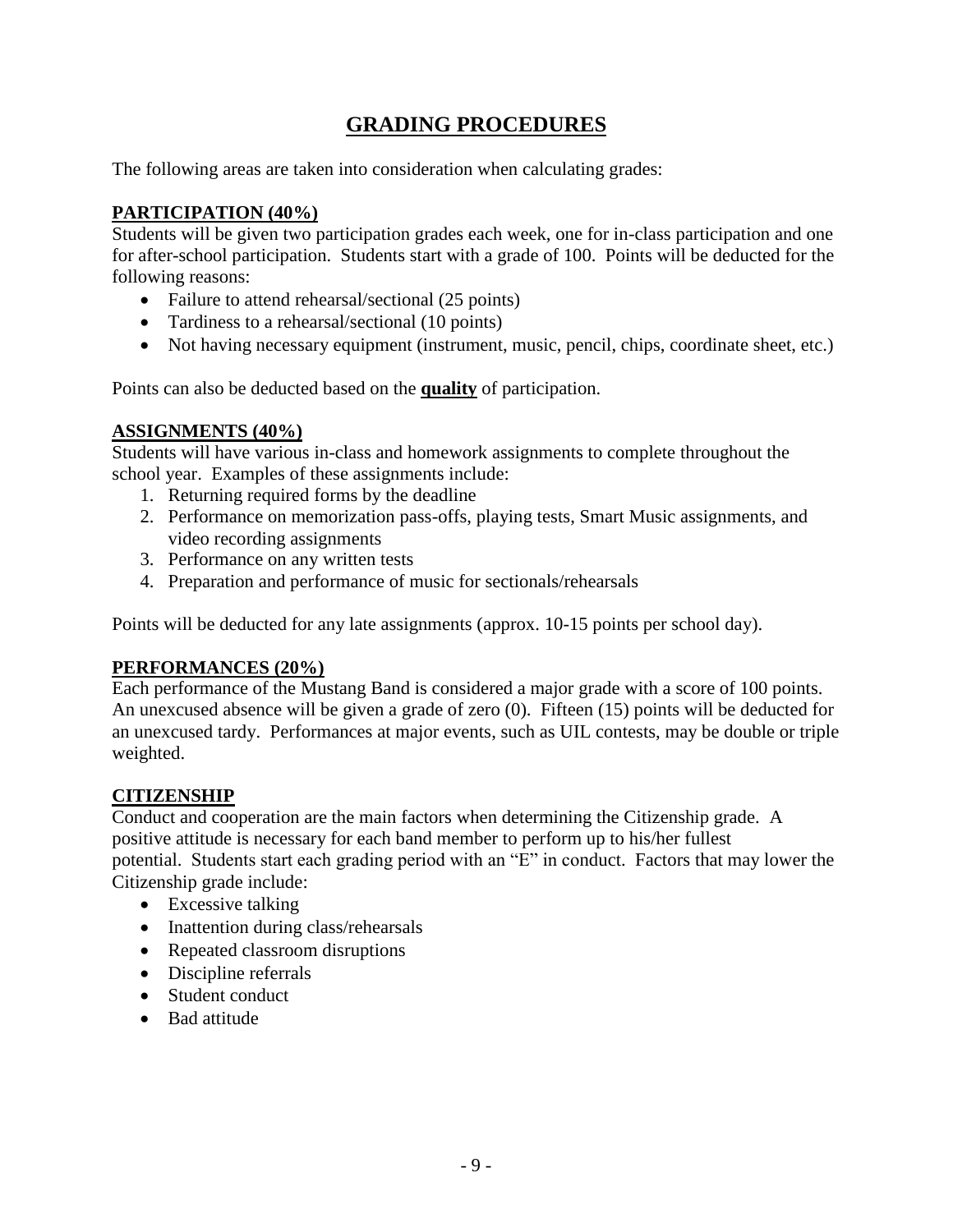# GRADING PROCEDURES

The following areas are taken into consideration when calculating grades:

## PARTICIPATION (40%)

Students will be given two participation grades each week, one for in-class participation and one for after-school participation. Students start with a grade of 100. Points will be deducted for the following reasons:

- Failure to attend rehearsal/sectional (25 points)
- Tardiness to a rehearsal/sectional (10 points)
- Not having necessary equipment (instrument, music, pencil, chips, coordinate sheet, etc.)

Points can also be deducted based on the **quality** of participation.

## ASSIGNMENTS (40%)

Students will have various in-class and homework assignments to complete throughout the school year. Examples of these assignments include:

1. Returning required forms by the deadline
2. Performance on memorization pass-offs, playing tests, Smart Music assignments, and video recording assignments
3. Performance on any written tests
4. Preparation and performance of music for sectionals/rehearsals

Points will be deducted for any late assignments (approx. 10-15 points per school day).

## PERFORMANCES (20%)

Each performance of the Mustang Band is considered a major grade with a score of 100 points. An unexcused absence will be given a grade of zero (0). Fifteen (15) points will be deducted for an unexcused tardy. Performances at major events, such as UIL contests, may be double or triple weighted.

## CITIZENSHIP

Conduct and cooperation are the main factors when determining the Citizenship grade. A positive attitude is necessary for each band member to perform up to his/her fullest potential. Students start each grading period with an "E" in conduct. Factors that may lower the Citizenship grade include:

- Excessive talking
- Inattention during class/rehearsals
- Repeated classroom disruptions
- Discipline referrals
- Student conduct
- Bad attitude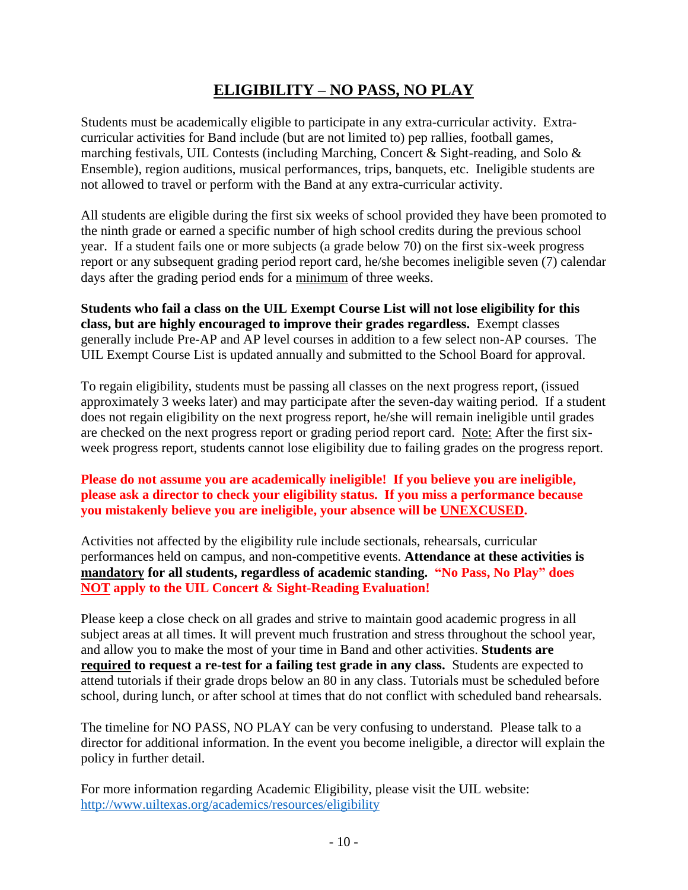# ELIGIBILITY – NO PASS, NO PLAY

Students must be academically eligible to participate in any extra-curricular activity. Extra-curricular activities for Band include (but are not limited to) pep rallies, football games, marching festivals, UIL Contests (including Marching, Concert & Sight-reading, and Solo & Ensemble), region auditions, musical performances, trips, banquets, etc. Ineligible students are not allowed to travel or perform with the Band at any extra-curricular activity.

All students are eligible during the first six weeks of school provided they have been promoted to the ninth grade or earned a specific number of high school credits during the previous school year. If a student fails one or more subjects (a grade below 70) on the first six-week progress report or any subsequent grading period report card, he/she becomes ineligible seven (7) calendar days after the grading period ends for a <u>minimum</u> of three weeks.

**Students who fail a class on the UIL Exempt Course List will not lose eligibility for this class, but are highly encouraged to improve their grades regardless.** Exempt classes generally include Pre-AP and AP level courses in addition to a few select non-AP courses. The UIL Exempt Course List is updated annually and submitted to the School Board for approval.

To regain eligibility, students must be passing all classes on the next progress report, (issued approximately 3 weeks later) and may participate after the seven-day waiting period. If a student does not regain eligibility on the next progress report, he/she will remain ineligible until grades are checked on the next progress report or grading period report card. <u>Note:</u> After the first six-week progress report, students cannot lose eligibility due to failing grades on the progress report.

**Please do not assume you are academically ineligible! If you believe you are ineligible, please ask a director to check your eligibility status. If you miss a performance because you mistakenly believe you are ineligible, your absence will be <u>UNEXCUSED</u>.**

Activities not affected by the eligibility rule include sectionals, rehearsals, curricular performances held on campus, and non-competitive events. **Attendance at these activities is <u>mandatory</u> for all students, regardless of academic standing. "No Pass, No Play" does <u>NOT</u> apply to the UIL Concert & Sight-Reading Evaluation!**

Please keep a close check on all grades and strive to maintain good academic progress in all subject areas at all times. It will prevent much frustration and stress throughout the school year, and allow you to make the most of your time in Band and other activities. **Students are <u>required</u> to request a re-test for a failing test grade in any class.** Students are expected to attend tutorials if their grade drops below an 80 in any class. Tutorials must be scheduled before school, during lunch, or after school at times that do not conflict with scheduled band rehearsals.

The timeline for NO PASS, NO PLAY can be very confusing to understand. Please talk to a director for additional information. In the event you become ineligible, a director will explain the policy in further detail.

For more information regarding Academic Eligibility, please visit the UIL website: http://www.uiltexas.org/academics/resources/eligibility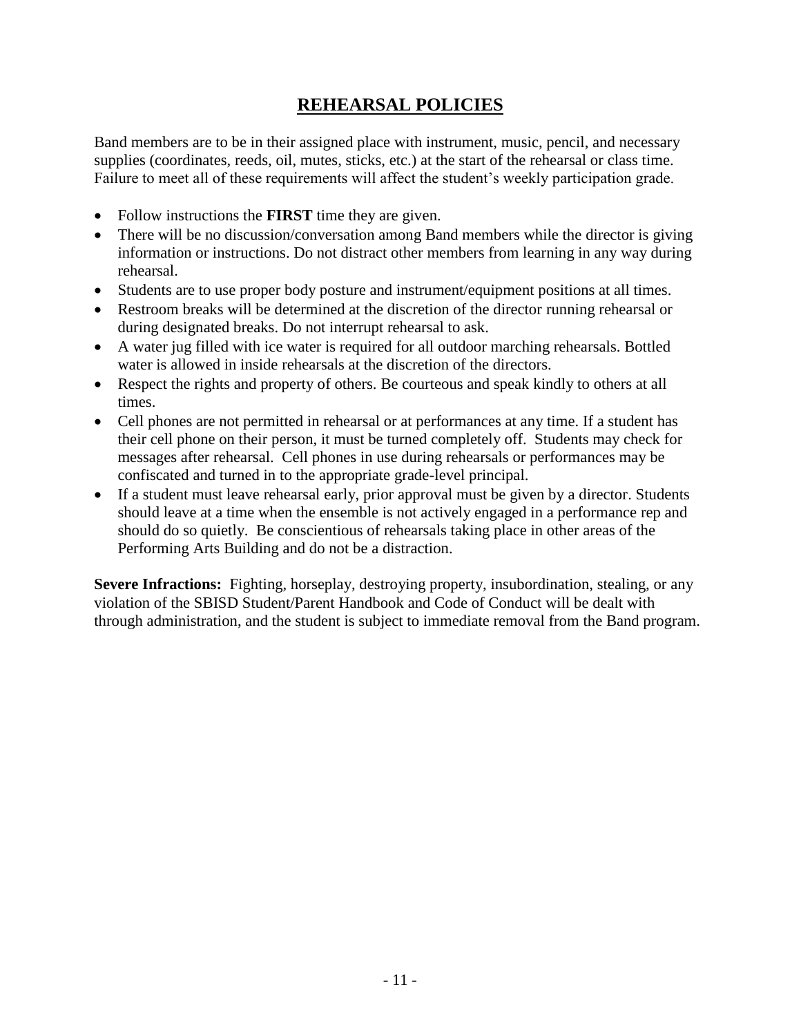## REHEARSAL POLICIES

Band members are to be in their assigned place with instrument, music, pencil, and necessary supplies (coordinates, reeds, oil, mutes, sticks, etc.) at the start of the rehearsal or class time. Failure to meet all of these requirements will affect the student's weekly participation grade.

- Follow instructions the **FIRST** time they are given.
- There will be no discussion/conversation among Band members while the director is giving information or instructions. Do not distract other members from learning in any way during rehearsal.
- Students are to use proper body posture and instrument/equipment positions at all times.
- Restroom breaks will be determined at the discretion of the director running rehearsal or during designated breaks. Do not interrupt rehearsal to ask.
- A water jug filled with ice water is required for all outdoor marching rehearsals. Bottled water is allowed in inside rehearsals at the discretion of the directors.
- Respect the rights and property of others. Be courteous and speak kindly to others at all times.
- Cell phones are not permitted in rehearsal or at performances at any time. If a student has their cell phone on their person, it must be turned completely off. Students may check for messages after rehearsal. Cell phones in use during rehearsals or performances may be confiscated and turned in to the appropriate grade-level principal.
- If a student must leave rehearsal early, prior approval must be given by a director. Students should leave at a time when the ensemble is not actively engaged in a performance rep and should do so quietly. Be conscientious of rehearsals taking place in other areas of the Performing Arts Building and do not be a distraction.

**Severe Infractions:** Fighting, horseplay, destroying property, insubordination, stealing, or any violation of the SBISD Student/Parent Handbook and Code of Conduct will be dealt with through administration, and the student is subject to immediate removal from the Band program.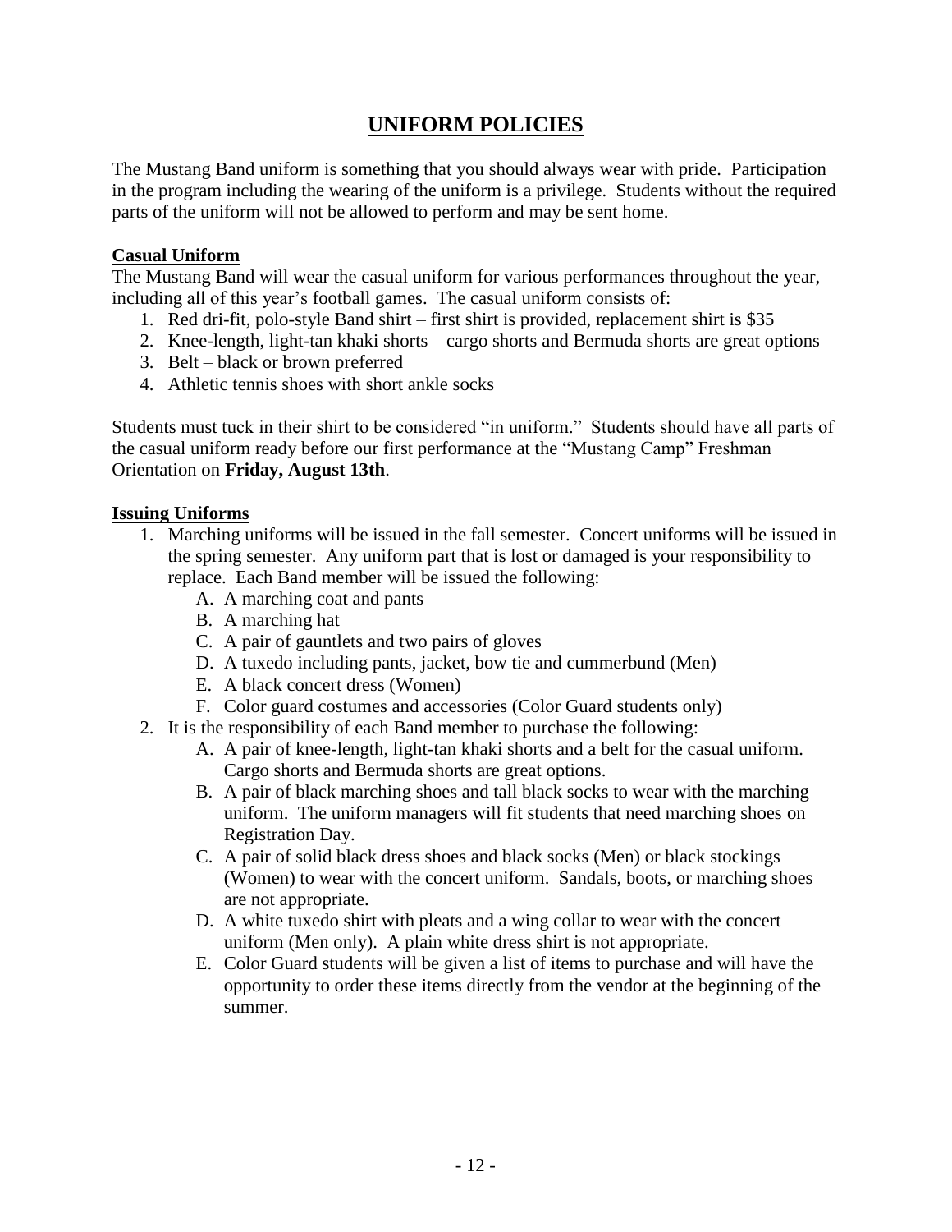# UNIFORM POLICIES

The Mustang Band uniform is something that you should always wear with pride. Participation in the program including the wearing of the uniform is a privilege. Students without the required parts of the uniform will not be allowed to perform and may be sent home.

## Casual Uniform

The Mustang Band will wear the casual uniform for various performances throughout the year, including all of this year's football games. The casual uniform consists of:

1. Red dri-fit, polo-style Band shirt – first shirt is provided, replacement shirt is $35
2. Knee-length, light-tan khaki shorts – cargo shorts and Bermuda shorts are great options
3. Belt – black or brown preferred
4. Athletic tennis shoes with <u>short</u> ankle socks

Students must tuck in their shirt to be considered "in uniform." Students should have all parts of the casual uniform ready before our first performance at the "Mustang Camp" Freshman Orientation on **Friday, August 13th**.

## Issuing Uniforms

1. Marching uniforms will be issued in the fall semester. Concert uniforms will be issued in the spring semester. Any uniform part that is lost or damaged is your responsibility to replace. Each Band member will be issued the following:
   - A. A marching coat and pants
   - B. A marching hat
   - C. A pair of gauntlets and two pairs of gloves
   - D. A tuxedo including pants, jacket, bow tie and cummerbund (Men)
   - E. A black concert dress (Women)
   - F. Color guard costumes and accessories (Color Guard students only)
2. It is the responsibility of each Band member to purchase the following:
   - A. A pair of knee-length, light-tan khaki shorts and a belt for the casual uniform. Cargo shorts and Bermuda shorts are great options.
   - B. A pair of black marching shoes and tall black socks to wear with the marching uniform. The uniform managers will fit students that need marching shoes on Registration Day.
   - C. A pair of solid black dress shoes and black socks (Men) or black stockings (Women) to wear with the concert uniform. Sandals, boots, or marching shoes are not appropriate.
   - D. A white tuxedo shirt with pleats and a wing collar to wear with the concert uniform (Men only). A plain white dress shirt is not appropriate.
   - E. Color Guard students will be given a list of items to purchase and will have the opportunity to order these items directly from the vendor at the beginning of the summer.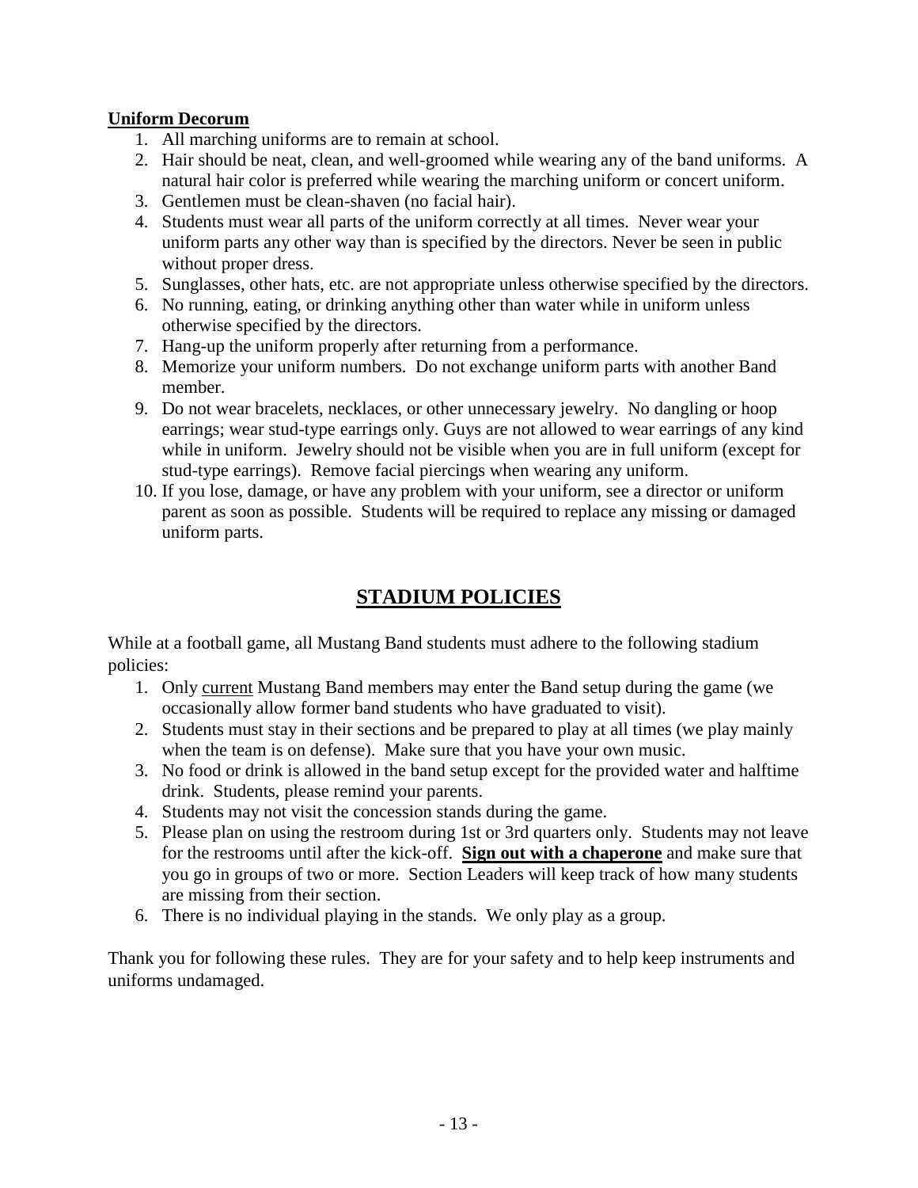**<u>Uniform Decorum</u>**

1. All marching uniforms are to remain at school.
2. Hair should be neat, clean, and well-groomed while wearing any of the band uniforms. A natural hair color is preferred while wearing the marching uniform or concert uniform.
3. Gentlemen must be clean-shaven (no facial hair).
4. Students must wear all parts of the uniform correctly at all times. Never wear your uniform parts any other way than is specified by the directors. Never be seen in public without proper dress.
5. Sunglasses, other hats, etc. are not appropriate unless otherwise specified by the directors.
6. No running, eating, or drinking anything other than water while in uniform unless otherwise specified by the directors.
7. Hang-up the uniform properly after returning from a performance.
8. Memorize your uniform numbers. Do not exchange uniform parts with another Band member.
9. Do not wear bracelets, necklaces, or other unnecessary jewelry. No dangling or hoop earrings; wear stud-type earrings only. Guys are not allowed to wear earrings of any kind while in uniform. Jewelry should not be visible when you are in full uniform (except for stud-type earrings). Remove facial piercings when wearing any uniform.
10. If you lose, damage, or have any problem with your uniform, see a director or uniform parent as soon as possible. Students will be required to replace any missing or damaged uniform parts.

## <u>STADIUM POLICIES</u>

While at a football game, all Mustang Band students must adhere to the following stadium policies:

1. Only <u>current</u> Mustang Band members may enter the Band setup during the game (we occasionally allow former band students who have graduated to visit).
2. Students must stay in their sections and be prepared to play at all times (we play mainly when the team is on defense). Make sure that you have your own music.
3. No food or drink is allowed in the band setup except for the provided water and halftime drink. Students, please remind your parents.
4. Students may not visit the concession stands during the game.
5. Please plan on using the restroom during 1st or 3rd quarters only. Students may not leave for the restrooms until after the kick-off. **<u>Sign out with a chaperone</u>** and make sure that you go in groups of two or more. Section Leaders will keep track of how many students are missing from their section.
6. There is no individual playing in the stands. We only play as a group.

Thank you for following these rules. They are for your safety and to help keep instruments and uniforms undamaged.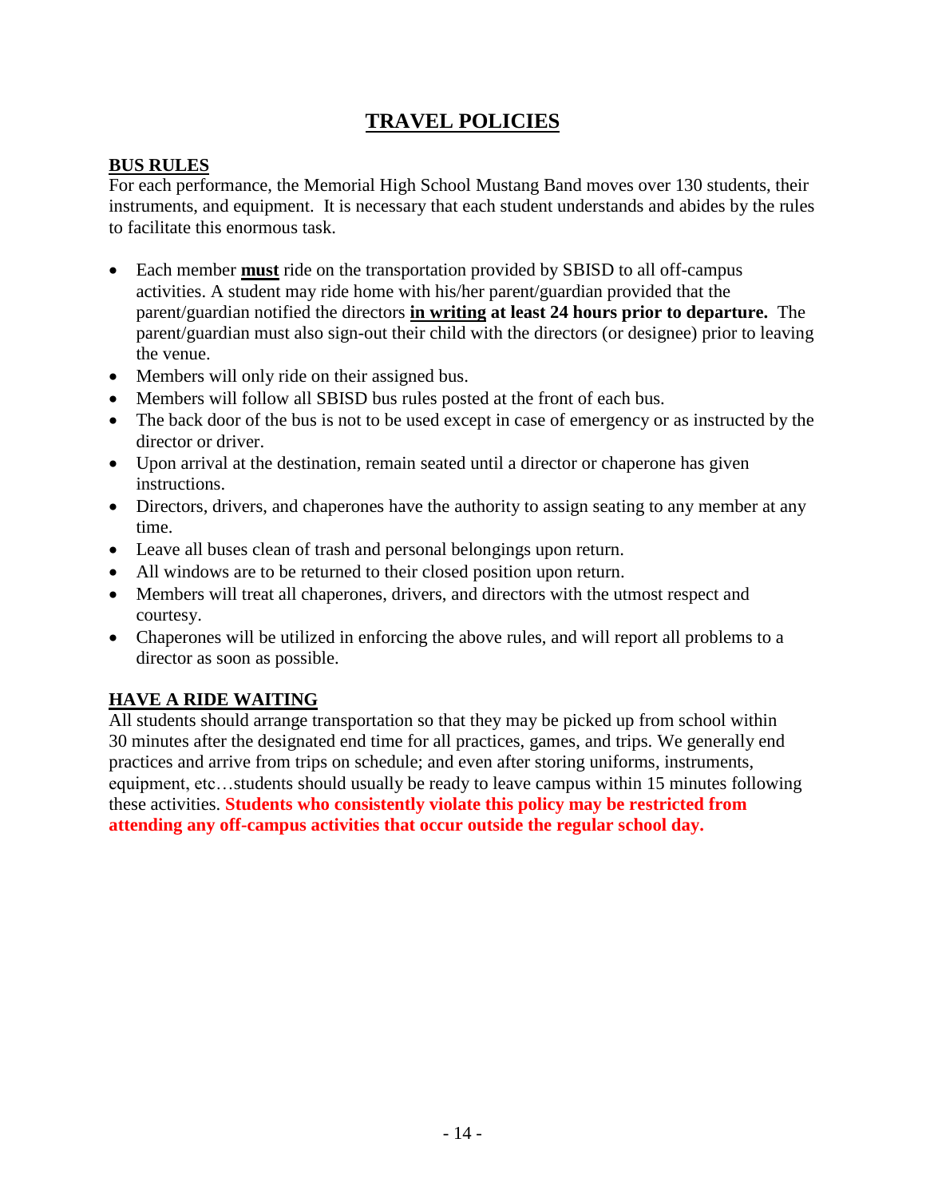# TRAVEL POLICIES

## BUS RULES

For each performance, the Memorial High School Mustang Band moves over 130 students, their instruments, and equipment. It is necessary that each student understands and abides by the rules to facilitate this enormous task.

- Each member **must** ride on the transportation provided by SBISD to all off-campus activities. A student may ride home with his/her parent/guardian provided that the parent/guardian notified the directors **in writing at least 24 hours prior to departure.** The parent/guardian must also sign-out their child with the directors (or designee) prior to leaving the venue.
- Members will only ride on their assigned bus.
- Members will follow all SBISD bus rules posted at the front of each bus.
- The back door of the bus is not to be used except in case of emergency or as instructed by the director or driver.
- Upon arrival at the destination, remain seated until a director or chaperone has given instructions.
- Directors, drivers, and chaperones have the authority to assign seating to any member at any time.
- Leave all buses clean of trash and personal belongings upon return.
- All windows are to be returned to their closed position upon return.
- Members will treat all chaperones, drivers, and directors with the utmost respect and courtesy.
- Chaperones will be utilized in enforcing the above rules, and will report all problems to a director as soon as possible.

## HAVE A RIDE WAITING

All students should arrange transportation so that they may be picked up from school within 30 minutes after the designated end time for all practices, games, and trips. We generally end practices and arrive from trips on schedule; and even after storing uniforms, instruments, equipment, etc…students should usually be ready to leave campus within 15 minutes following these activities. **Students who consistently violate this policy may be restricted from attending any off-campus activities that occur outside the regular school day.**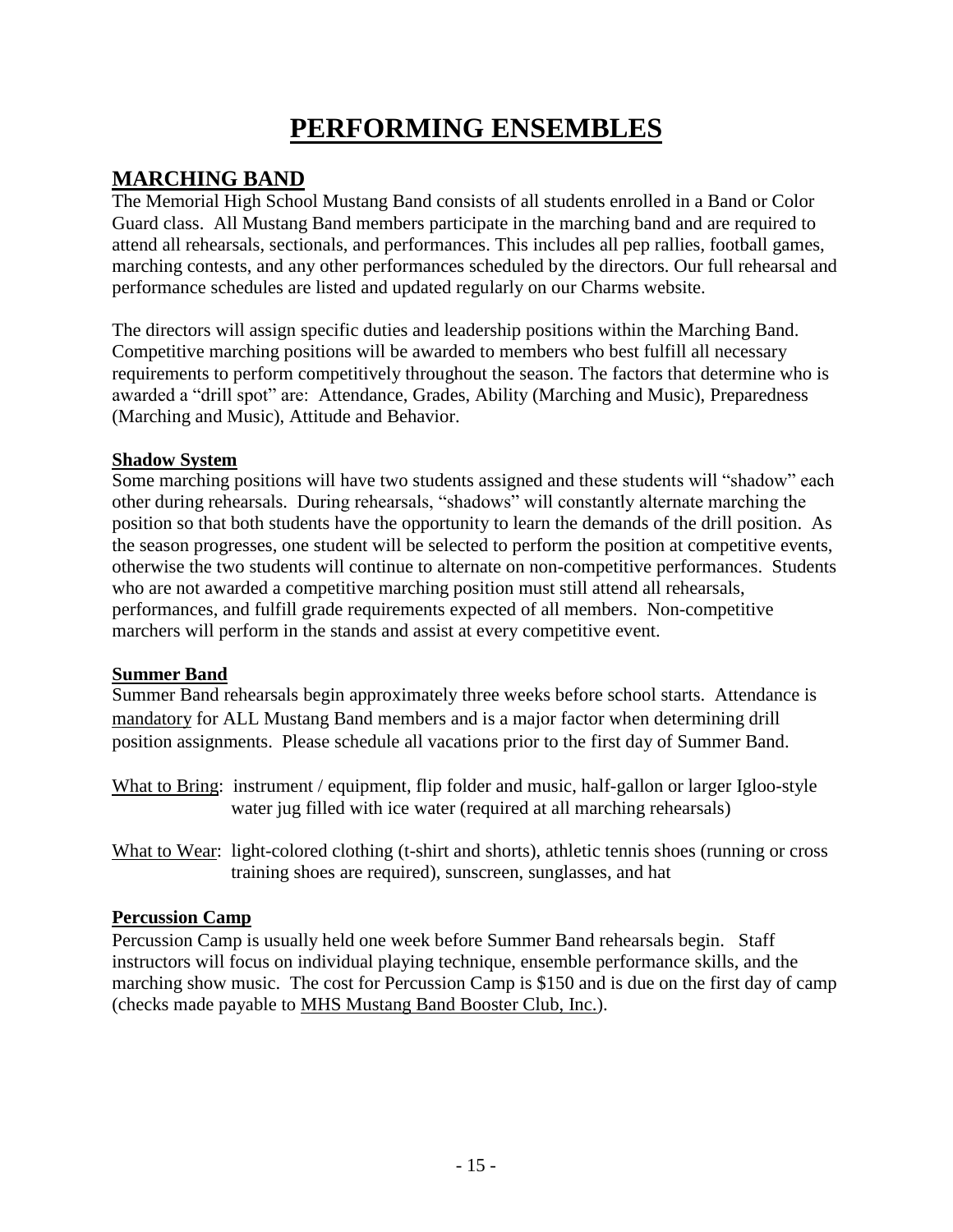# PERFORMING ENSEMBLES

## MARCHING BAND

The Memorial High School Mustang Band consists of all students enrolled in a Band or Color Guard class. All Mustang Band members participate in the marching band and are required to attend all rehearsals, sectionals, and performances. This includes all pep rallies, football games, marching contests, and any other performances scheduled by the directors. Our full rehearsal and performance schedules are listed and updated regularly on our Charms website.

The directors will assign specific duties and leadership positions within the Marching Band. Competitive marching positions will be awarded to members who best fulfill all necessary requirements to perform competitively throughout the season. The factors that determine who is awarded a "drill spot" are: Attendance, Grades, Ability (Marching and Music), Preparedness (Marching and Music), Attitude and Behavior.

### Shadow System

Some marching positions will have two students assigned and these students will "shadow" each other during rehearsals. During rehearsals, "shadows" will constantly alternate marching the position so that both students have the opportunity to learn the demands of the drill position. As the season progresses, one student will be selected to perform the position at competitive events, otherwise the two students will continue to alternate on non-competitive performances. Students who are not awarded a competitive marching position must still attend all rehearsals, performances, and fulfill grade requirements expected of all members. Non-competitive marchers will perform in the stands and assist at every competitive event.

### Summer Band

Summer Band rehearsals begin approximately three weeks before school starts. Attendance is mandatory for ALL Mustang Band members and is a major factor when determining drill position assignments. Please schedule all vacations prior to the first day of Summer Band.

What to Bring: instrument / equipment, flip folder and music, half-gallon or larger Igloo-style water jug filled with ice water (required at all marching rehearsals)

What to Wear: light-colored clothing (t-shirt and shorts), athletic tennis shoes (running or cross training shoes are required), sunscreen, sunglasses, and hat

### Percussion Camp

Percussion Camp is usually held one week before Summer Band rehearsals begin. Staff instructors will focus on individual playing technique, ensemble performance skills, and the marching show music. The cost for Percussion Camp is $150 and is due on the first day of camp (checks made payable to MHS Mustang Band Booster Club, Inc.).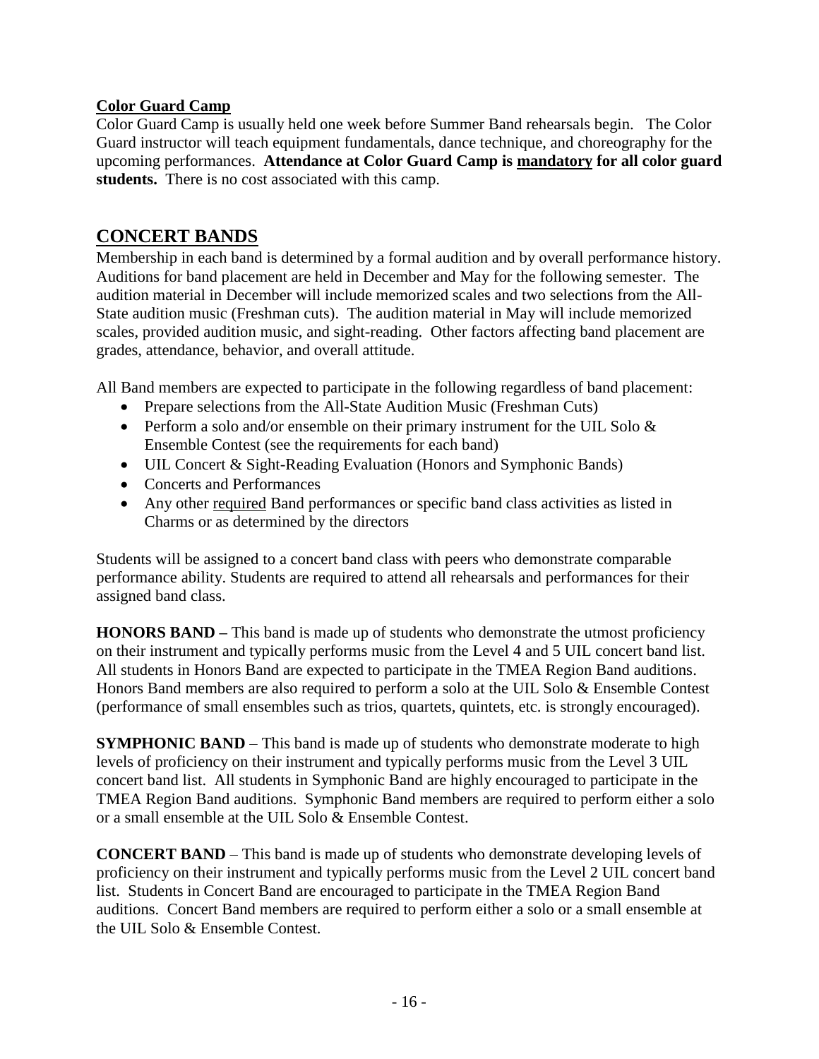**Color Guard Camp**

Color Guard Camp is usually held one week before Summer Band rehearsals begin. The Color Guard instructor will teach equipment fundamentals, dance technique, and choreography for the upcoming performances. **Attendance at Color Guard Camp is mandatory for all color guard students.** There is no cost associated with this camp.

## CONCERT BANDS

Membership in each band is determined by a formal audition and by overall performance history. Auditions for band placement are held in December and May for the following semester. The audition material in December will include memorized scales and two selections from the All-State audition music (Freshman cuts). The audition material in May will include memorized scales, provided audition music, and sight-reading. Other factors affecting band placement are grades, attendance, behavior, and overall attitude.

All Band members are expected to participate in the following regardless of band placement:

- Prepare selections from the All-State Audition Music (Freshman Cuts)
- Perform a solo and/or ensemble on their primary instrument for the UIL Solo & Ensemble Contest (see the requirements for each band)
- UIL Concert & Sight-Reading Evaluation (Honors and Symphonic Bands)
- Concerts and Performances
- Any other required Band performances or specific band class activities as listed in Charms or as determined by the directors

Students will be assigned to a concert band class with peers who demonstrate comparable performance ability. Students are required to attend all rehearsals and performances for their assigned band class.

**HONORS BAND –** This band is made up of students who demonstrate the utmost proficiency on their instrument and typically performs music from the Level 4 and 5 UIL concert band list. All students in Honors Band are expected to participate in the TMEA Region Band auditions. Honors Band members are also required to perform a solo at the UIL Solo & Ensemble Contest (performance of small ensembles such as trios, quartets, quintets, etc. is strongly encouraged).

**SYMPHONIC BAND** – This band is made up of students who demonstrate moderate to high levels of proficiency on their instrument and typically performs music from the Level 3 UIL concert band list. All students in Symphonic Band are highly encouraged to participate in the TMEA Region Band auditions. Symphonic Band members are required to perform either a solo or a small ensemble at the UIL Solo & Ensemble Contest.

**CONCERT BAND** – This band is made up of students who demonstrate developing levels of proficiency on their instrument and typically performs music from the Level 2 UIL concert band list. Students in Concert Band are encouraged to participate in the TMEA Region Band auditions. Concert Band members are required to perform either a solo or a small ensemble at the UIL Solo & Ensemble Contest.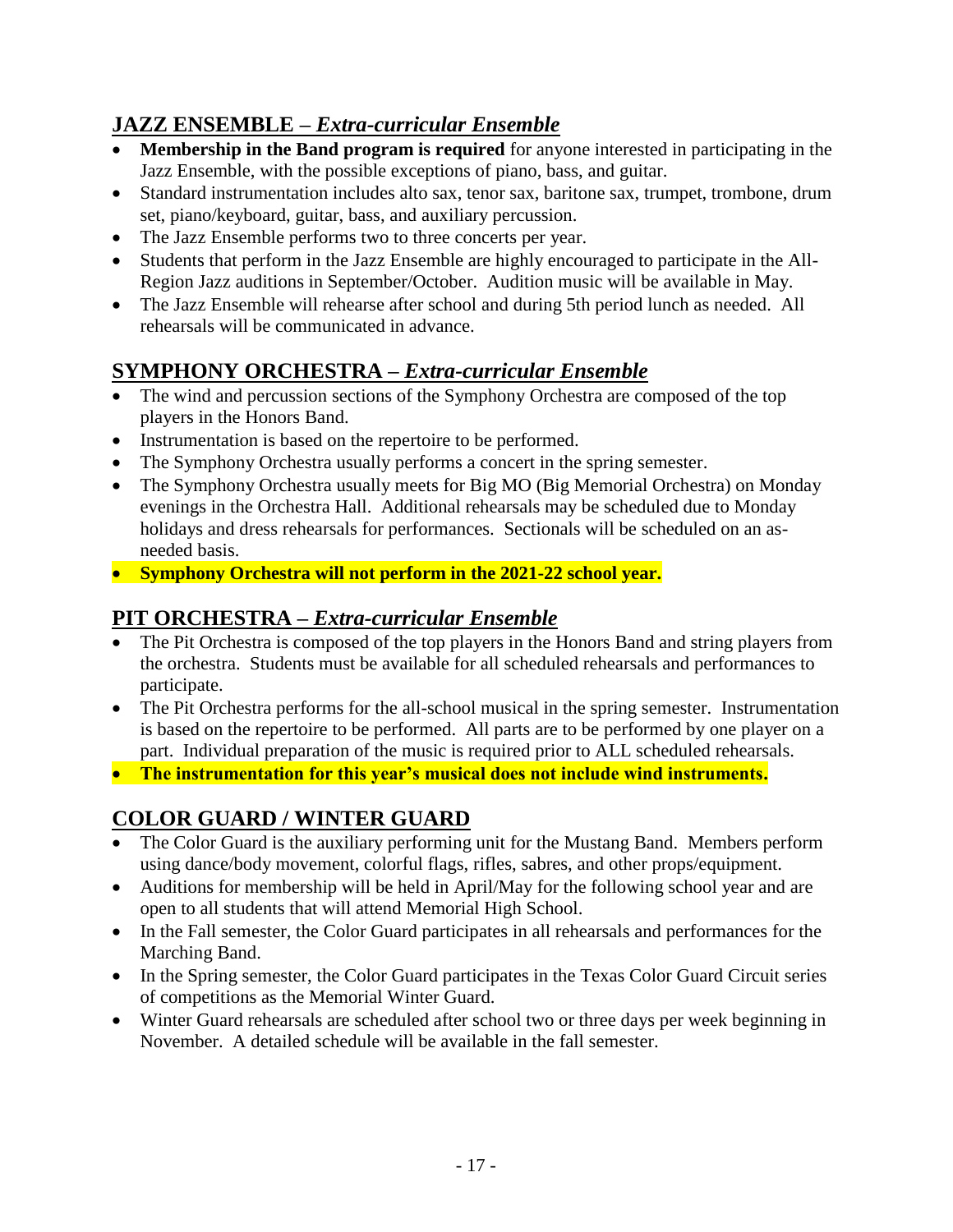## JAZZ ENSEMBLE – *Extra-curricular Ensemble*

- **Membership in the Band program is required** for anyone interested in participating in the Jazz Ensemble, with the possible exceptions of piano, bass, and guitar.
- Standard instrumentation includes alto sax, tenor sax, baritone sax, trumpet, trombone, drum set, piano/keyboard, guitar, bass, and auxiliary percussion.
- The Jazz Ensemble performs two to three concerts per year.
- Students that perform in the Jazz Ensemble are highly encouraged to participate in the All-Region Jazz auditions in September/October. Audition music will be available in May.
- The Jazz Ensemble will rehearse after school and during 5th period lunch as needed. All rehearsals will be communicated in advance.

## SYMPHONY ORCHESTRA – *Extra-curricular Ensemble*

- The wind and percussion sections of the Symphony Orchestra are composed of the top players in the Honors Band.
- Instrumentation is based on the repertoire to be performed.
- The Symphony Orchestra usually performs a concert in the spring semester.
- The Symphony Orchestra usually meets for Big MO (Big Memorial Orchestra) on Monday evenings in the Orchestra Hall. Additional rehearsals may be scheduled due to Monday holidays and dress rehearsals for performances. Sectionals will be scheduled on an as-needed basis.
- **Symphony Orchestra will not perform in the 2021-22 school year.**

## PIT ORCHESTRA – *Extra-curricular Ensemble*

- The Pit Orchestra is composed of the top players in the Honors Band and string players from the orchestra. Students must be available for all scheduled rehearsals and performances to participate.
- The Pit Orchestra performs for the all-school musical in the spring semester. Instrumentation is based on the repertoire to be performed. All parts are to be performed by one player on a part. Individual preparation of the music is required prior to ALL scheduled rehearsals.
- **The instrumentation for this year's musical does not include wind instruments.**

## COLOR GUARD / WINTER GUARD

- The Color Guard is the auxiliary performing unit for the Mustang Band. Members perform using dance/body movement, colorful flags, rifles, sabres, and other props/equipment.
- Auditions for membership will be held in April/May for the following school year and are open to all students that will attend Memorial High School.
- In the Fall semester, the Color Guard participates in all rehearsals and performances for the Marching Band.
- In the Spring semester, the Color Guard participates in the Texas Color Guard Circuit series of competitions as the Memorial Winter Guard.
- Winter Guard rehearsals are scheduled after school two or three days per week beginning in November. A detailed schedule will be available in the fall semester.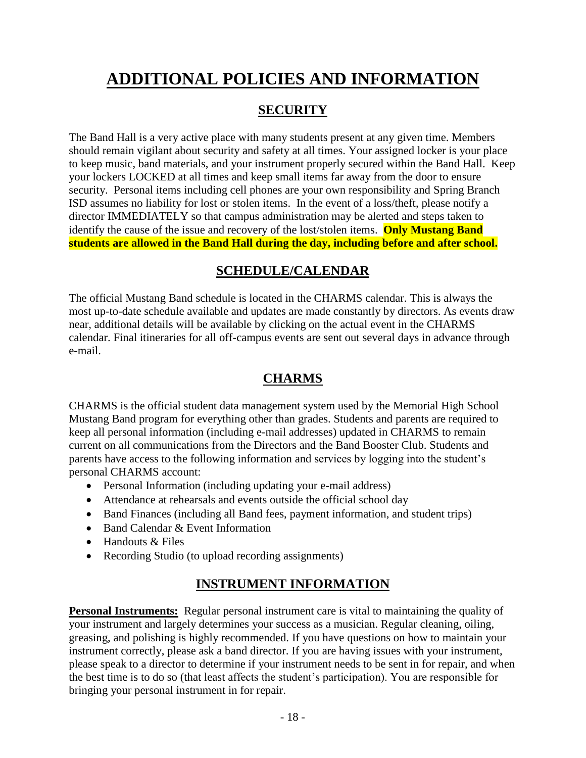# ADDITIONAL POLICIES AND INFORMATION

## SECURITY

The Band Hall is a very active place with many students present at any given time. Members should remain vigilant about security and safety at all times. Your assigned locker is your place to keep music, band materials, and your instrument properly secured within the Band Hall. Keep your lockers LOCKED at all times and keep small items far away from the door to ensure security. Personal items including cell phones are your own responsibility and Spring Branch ISD assumes no liability for lost or stolen items. In the event of a loss/theft, please notify a director IMMEDIATELY so that campus administration may be alerted and steps taken to identify the cause of the issue and recovery of the lost/stolen items. **Only Mustang Band students are allowed in the Band Hall during the day, including before and after school.**

## SCHEDULE/CALENDAR

The official Mustang Band schedule is located in the CHARMS calendar. This is always the most up-to-date schedule available and updates are made constantly by directors. As events draw near, additional details will be available by clicking on the actual event in the CHARMS calendar. Final itineraries for all off-campus events are sent out several days in advance through e-mail.

## CHARMS

CHARMS is the official student data management system used by the Memorial High School Mustang Band program for everything other than grades. Students and parents are required to keep all personal information (including e-mail addresses) updated in CHARMS to remain current on all communications from the Directors and the Band Booster Club. Students and parents have access to the following information and services by logging into the student's personal CHARMS account:

- Personal Information (including updating your e-mail address)
- Attendance at rehearsals and events outside the official school day
- Band Finances (including all Band fees, payment information, and student trips)
- Band Calendar & Event Information
- Handouts & Files
- Recording Studio (to upload recording assignments)

## INSTRUMENT INFORMATION

**Personal Instruments:** Regular personal instrument care is vital to maintaining the quality of your instrument and largely determines your success as a musician. Regular cleaning, oiling, greasing, and polishing is highly recommended. If you have questions on how to maintain your instrument correctly, please ask a band director. If you are having issues with your instrument, please speak to a director to determine if your instrument needs to be sent in for repair, and when the best time is to do so (that least affects the student's participation). You are responsible for bringing your personal instrument in for repair.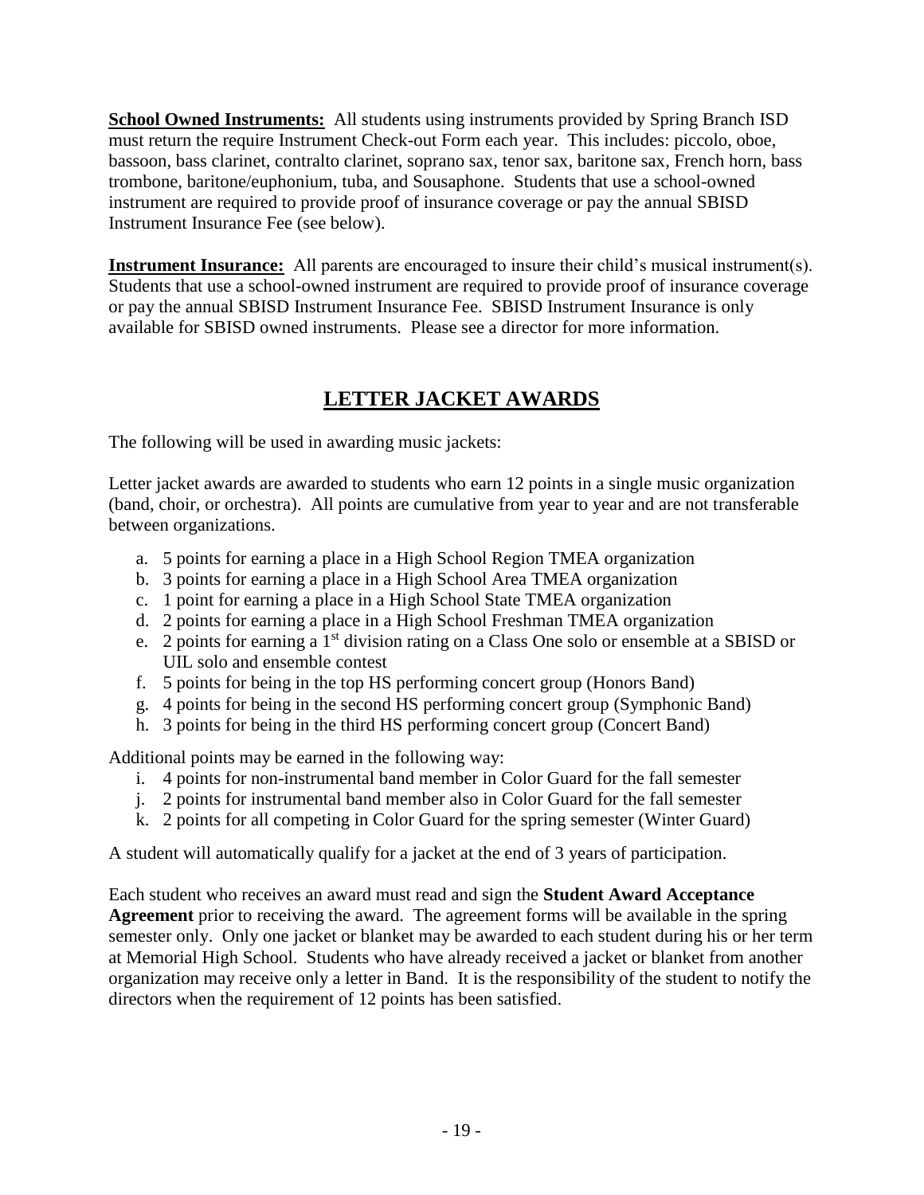**School Owned Instruments:** All students using instruments provided by Spring Branch ISD must return the require Instrument Check-out Form each year. This includes: piccolo, oboe, bassoon, bass clarinet, contralto clarinet, soprano sax, tenor sax, baritone sax, French horn, bass trombone, baritone/euphonium, tuba, and Sousaphone. Students that use a school-owned instrument are required to provide proof of insurance coverage or pay the annual SBISD Instrument Insurance Fee (see below).

**Instrument Insurance:** All parents are encouraged to insure their child's musical instrument(s). Students that use a school-owned instrument are required to provide proof of insurance coverage or pay the annual SBISD Instrument Insurance Fee. SBISD Instrument Insurance is only available for SBISD owned instruments. Please see a director for more information.

## LETTER JACKET AWARDS

The following will be used in awarding music jackets:

Letter jacket awards are awarded to students who earn 12 points in a single music organization (band, choir, or orchestra). All points are cumulative from year to year and are not transferable between organizations.

a. 5 points for earning a place in a High School Region TMEA organization
b. 3 points for earning a place in a High School Area TMEA organization
c. 1 point for earning a place in a High School State TMEA organization
d. 2 points for earning a place in a High School Freshman TMEA organization
e. 2 points for earning a 1st division rating on a Class One solo or ensemble at a SBISD or UIL solo and ensemble contest
f. 5 points for being in the top HS performing concert group (Honors Band)
g. 4 points for being in the second HS performing concert group (Symphonic Band)
h. 3 points for being in the third HS performing concert group (Concert Band)

Additional points may be earned in the following way:

i. 4 points for non-instrumental band member in Color Guard for the fall semester
j. 2 points for instrumental band member also in Color Guard for the fall semester
k. 2 points for all competing in Color Guard for the spring semester (Winter Guard)

A student will automatically qualify for a jacket at the end of 3 years of participation.

Each student who receives an award must read and sign the **Student Award Acceptance Agreement** prior to receiving the award. The agreement forms will be available in the spring semester only. Only one jacket or blanket may be awarded to each student during his or her term at Memorial High School. Students who have already received a jacket or blanket from another organization may receive only a letter in Band. It is the responsibility of the student to notify the directors when the requirement of 12 points has been satisfied.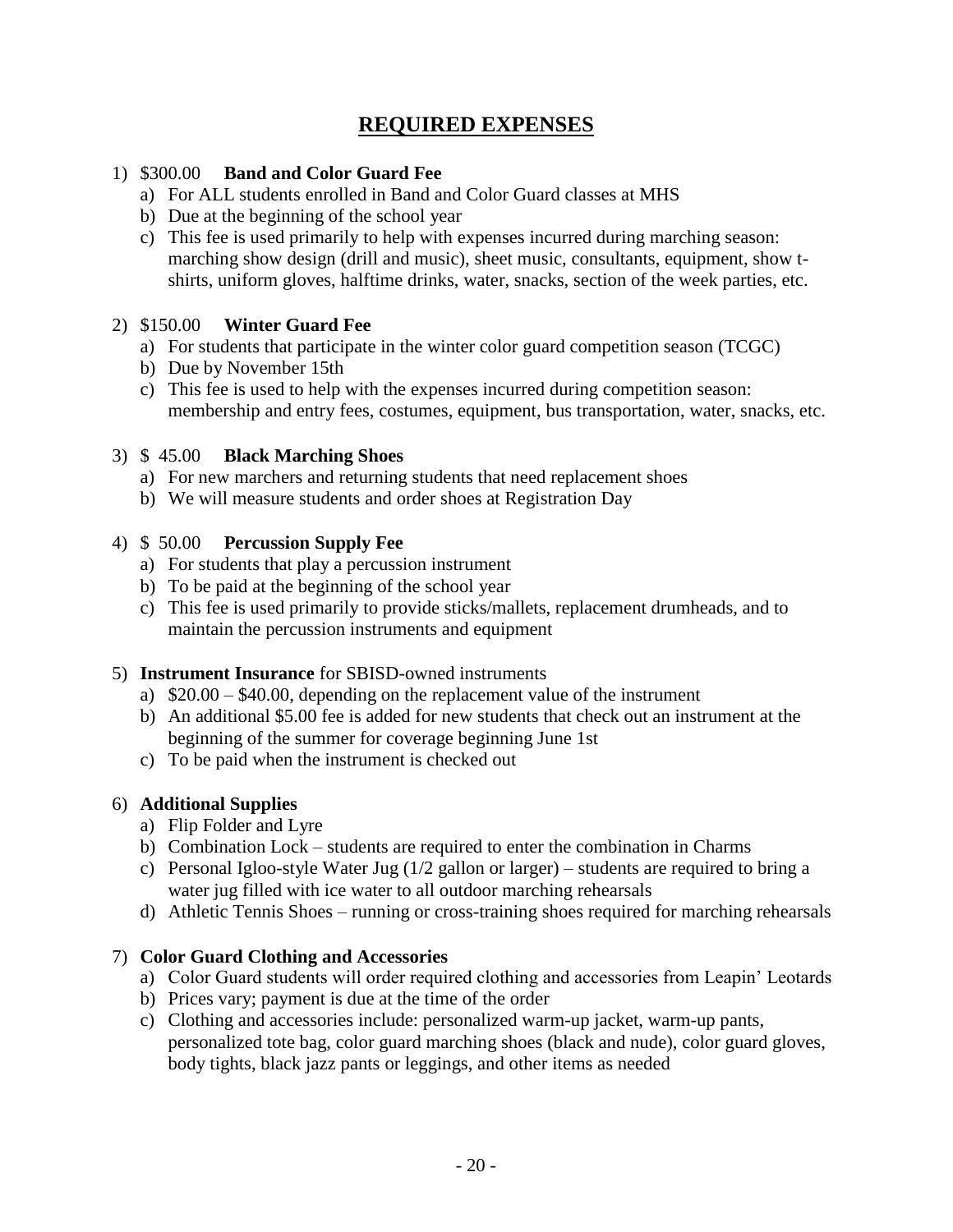# REQUIRED EXPENSES

1) $300.00 **Band and Color Guard Fee**
   a) For ALL students enrolled in Band and Color Guard classes at MHS
   b) Due at the beginning of the school year
   c) This fee is used primarily to help with expenses incurred during marching season: marching show design (drill and music), sheet music, consultants, equipment, show t-shirts, uniform gloves, halftime drinks, water, snacks, section of the week parties, etc.

2) $150.00 **Winter Guard Fee**
   a) For students that participate in the winter color guard competition season (TCGC)
   b) Due by November 15th
   c) This fee is used to help with the expenses incurred during competition season: membership and entry fees, costumes, equipment, bus transportation, water, snacks, etc.

3) $ 45.00 **Black Marching Shoes**
   a) For new marchers and returning students that need replacement shoes
   b) We will measure students and order shoes at Registration Day

4) $ 50.00 **Percussion Supply Fee**
   a) For students that play a percussion instrument
   b) To be paid at the beginning of the school year
   c) This fee is used primarily to provide sticks/mallets, replacement drumheads, and to maintain the percussion instruments and equipment

5) **Instrument Insurance** for SBISD-owned instruments
   a) $20.00 – $40.00, depending on the replacement value of the instrument
   b) An additional $5.00 fee is added for new students that check out an instrument at the beginning of the summer for coverage beginning June 1st
   c) To be paid when the instrument is checked out

6) **Additional Supplies**
   a) Flip Folder and Lyre
   b) Combination Lock – students are required to enter the combination in Charms
   c) Personal Igloo-style Water Jug (1/2 gallon or larger) – students are required to bring a water jug filled with ice water to all outdoor marching rehearsals
   d) Athletic Tennis Shoes – running or cross-training shoes required for marching rehearsals

7) **Color Guard Clothing and Accessories**
   a) Color Guard students will order required clothing and accessories from Leapin' Leotards
   b) Prices vary; payment is due at the time of the order
   c) Clothing and accessories include: personalized warm-up jacket, warm-up pants, personalized tote bag, color guard marching shoes (black and nude), color guard gloves, body tights, black jazz pants or leggings, and other items as needed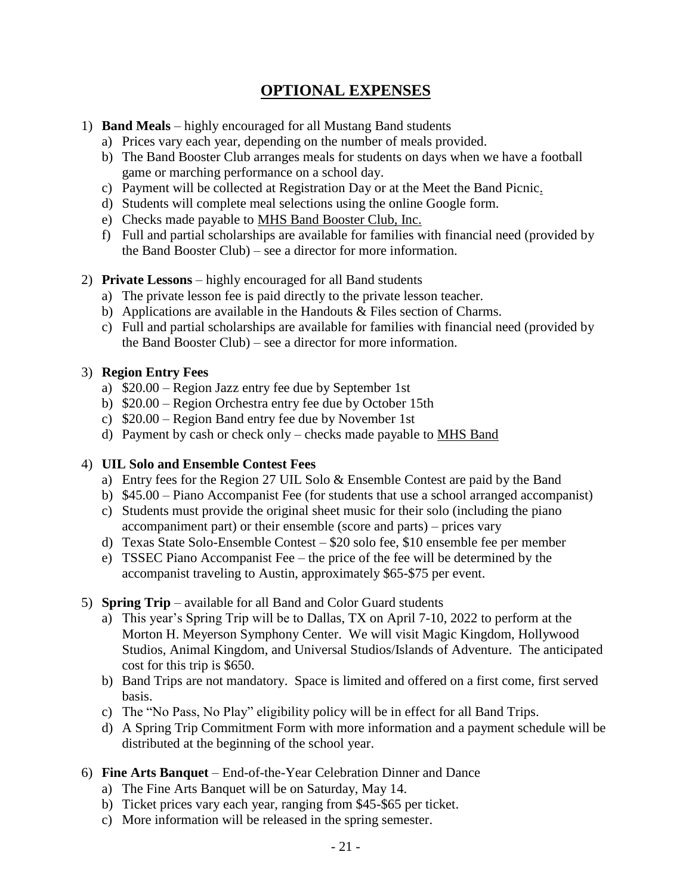# OPTIONAL EXPENSES

1) **Band Meals** – highly encouraged for all Mustang Band students
   a) Prices vary each year, depending on the number of meals provided.
   b) The Band Booster Club arranges meals for students on days when we have a football game or marching performance on a school day.
   c) Payment will be collected at Registration Day or at the Meet the Band Picnic.
   d) Students will complete meal selections using the online Google form.
   e) Checks made payable to MHS Band Booster Club, Inc.
   f) Full and partial scholarships are available for families with financial need (provided by the Band Booster Club) – see a director for more information.

2) **Private Lessons** – highly encouraged for all Band students
   a) The private lesson fee is paid directly to the private lesson teacher.
   b) Applications are available in the Handouts & Files section of Charms.
   c) Full and partial scholarships are available for families with financial need (provided by the Band Booster Club) – see a director for more information.

3) **Region Entry Fees**
   a) $20.00 – Region Jazz entry fee due by September 1st
   b) $20.00 – Region Orchestra entry fee due by October 15th
   c) $20.00 – Region Band entry fee due by November 1st
   d) Payment by cash or check only – checks made payable to MHS Band

4) **UIL Solo and Ensemble Contest Fees**
   a) Entry fees for the Region 27 UIL Solo & Ensemble Contest are paid by the Band
   b) $45.00 – Piano Accompanist Fee (for students that use a school arranged accompanist)
   c) Students must provide the original sheet music for their solo (including the piano accompaniment part) or their ensemble (score and parts) – prices vary
   d) Texas State Solo-Ensemble Contest – $20 solo fee, $10 ensemble fee per member
   e) TSSEC Piano Accompanist Fee – the price of the fee will be determined by the accompanist traveling to Austin, approximately $65-$75 per event.

5) **Spring Trip** – available for all Band and Color Guard students
   a) This year's Spring Trip will be to Dallas, TX on April 7-10, 2022 to perform at the Morton H. Meyerson Symphony Center. We will visit Magic Kingdom, Hollywood Studios, Animal Kingdom, and Universal Studios/Islands of Adventure. The anticipated cost for this trip is $650.
   b) Band Trips are not mandatory. Space is limited and offered on a first come, first served basis.
   c) The "No Pass, No Play" eligibility policy will be in effect for all Band Trips.
   d) A Spring Trip Commitment Form with more information and a payment schedule will be distributed at the beginning of the school year.

6) **Fine Arts Banquet** – End-of-the-Year Celebration Dinner and Dance
   a) The Fine Arts Banquet will be on Saturday, May 14.
   b) Ticket prices vary each year, ranging from $45-$65 per ticket.
   c) More information will be released in the spring semester.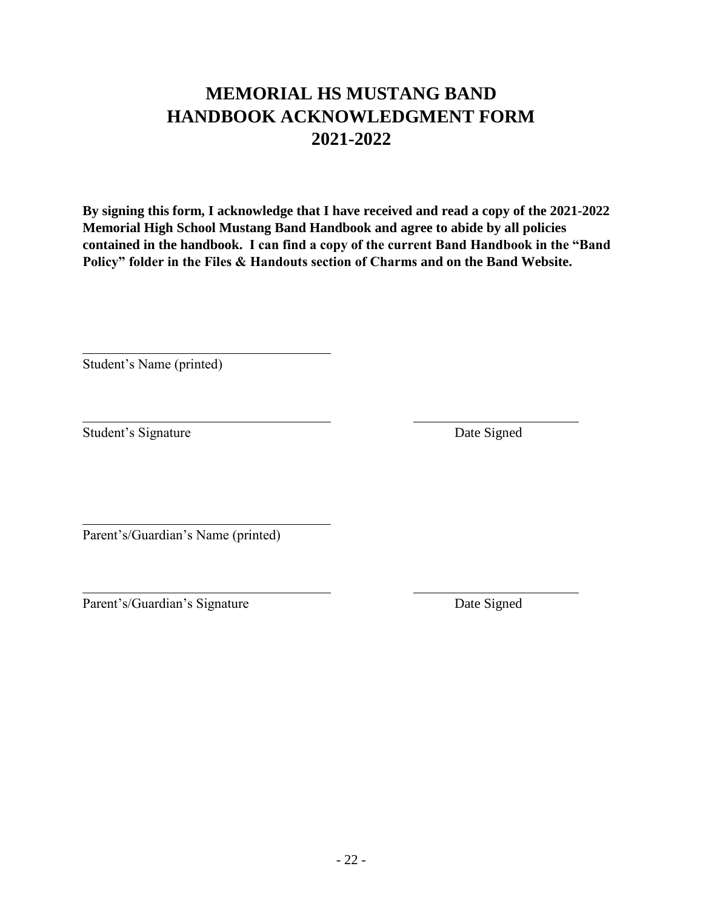# MEMORIAL HS MUSTANG BAND
# HANDBOOK ACKNOWLEDGMENT FORM
# 2021-2022

**By signing this form, I acknowledge that I have received and read a copy of the 2021-2022 Memorial High School Mustang Band Handbook and agree to abide by all policies contained in the handbook. I can find a copy of the current Band Handbook in the "Band Policy" folder in the Files & Handouts section of Charms and on the Band Website.**

\_\_\_\_\_\_\_\_\_\_\_\_\_\_\_\_\_\_\_\_\_\_\_\_\_\_\_\_\_\_\_\_\_\_\_\_

Student's Name (printed)

\_\_\_\_\_\_\_\_\_\_\_\_\_\_\_\_\_\_\_\_\_\_\_\_\_\_\_\_\_\_\_\_\_\_\_\_ \_\_\_\_\_\_\_\_\_\_\_\_\_\_\_\_\_\_\_\_\_\_\_\_

Student's Signature Date Signed

\_\_\_\_\_\_\_\_\_\_\_\_\_\_\_\_\_\_\_\_\_\_\_\_\_\_\_\_\_\_\_\_\_\_\_\_

Parent's/Guardian's Name (printed)

\_\_\_\_\_\_\_\_\_\_\_\_\_\_\_\_\_\_\_\_\_\_\_\_\_\_\_\_\_\_\_\_\_\_\_\_ \_\_\_\_\_\_\_\_\_\_\_\_\_\_\_\_\_\_\_\_\_\_\_\_

Parent's/Guardian's Signature Date Signed